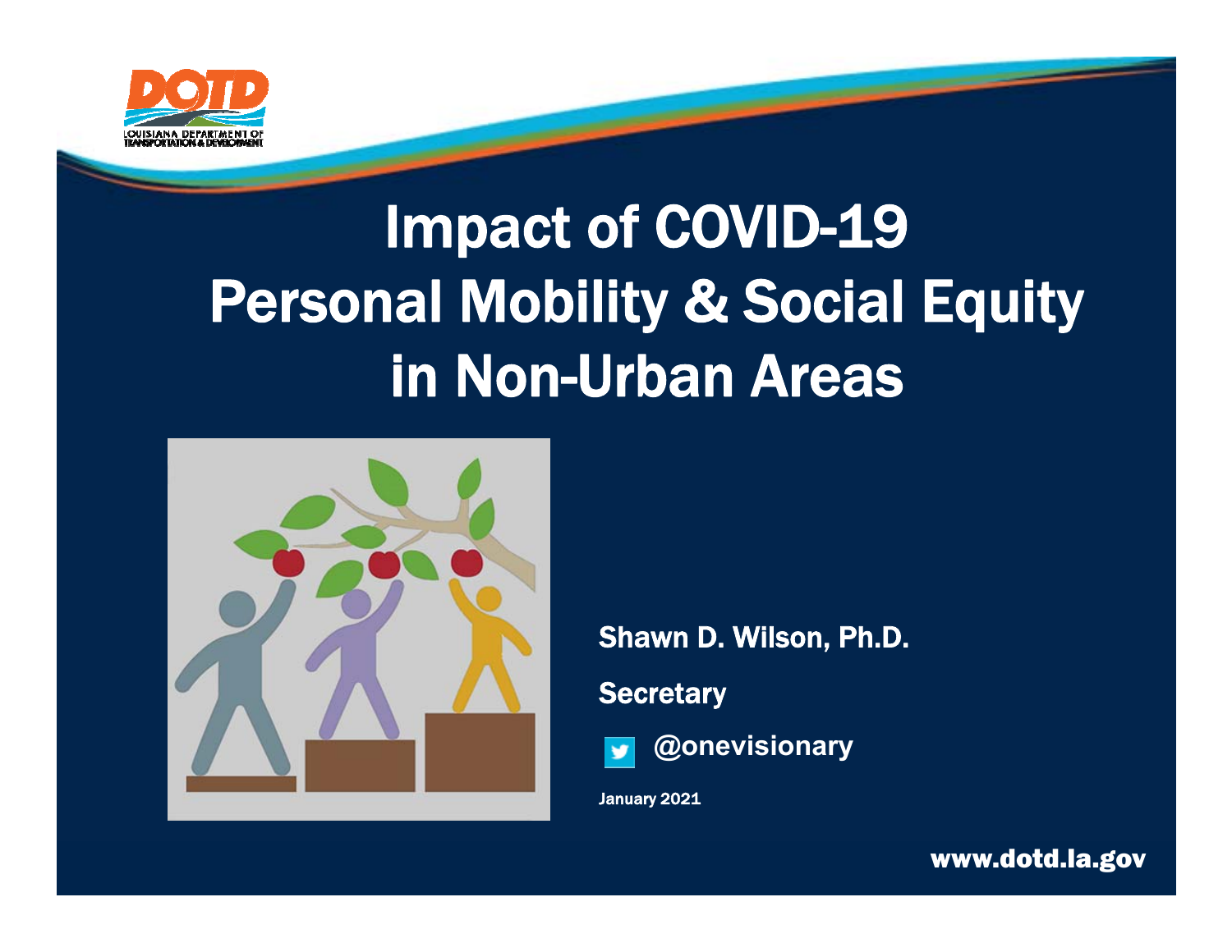# Impact of COVID-19 Personal Mobility & Social Equity in Non-Urban Areas

**Shawn D. Wilson, Ph.D.**

**Secretary**

**@onevisionary**

**January 2021**

**www.dotd.la.gov**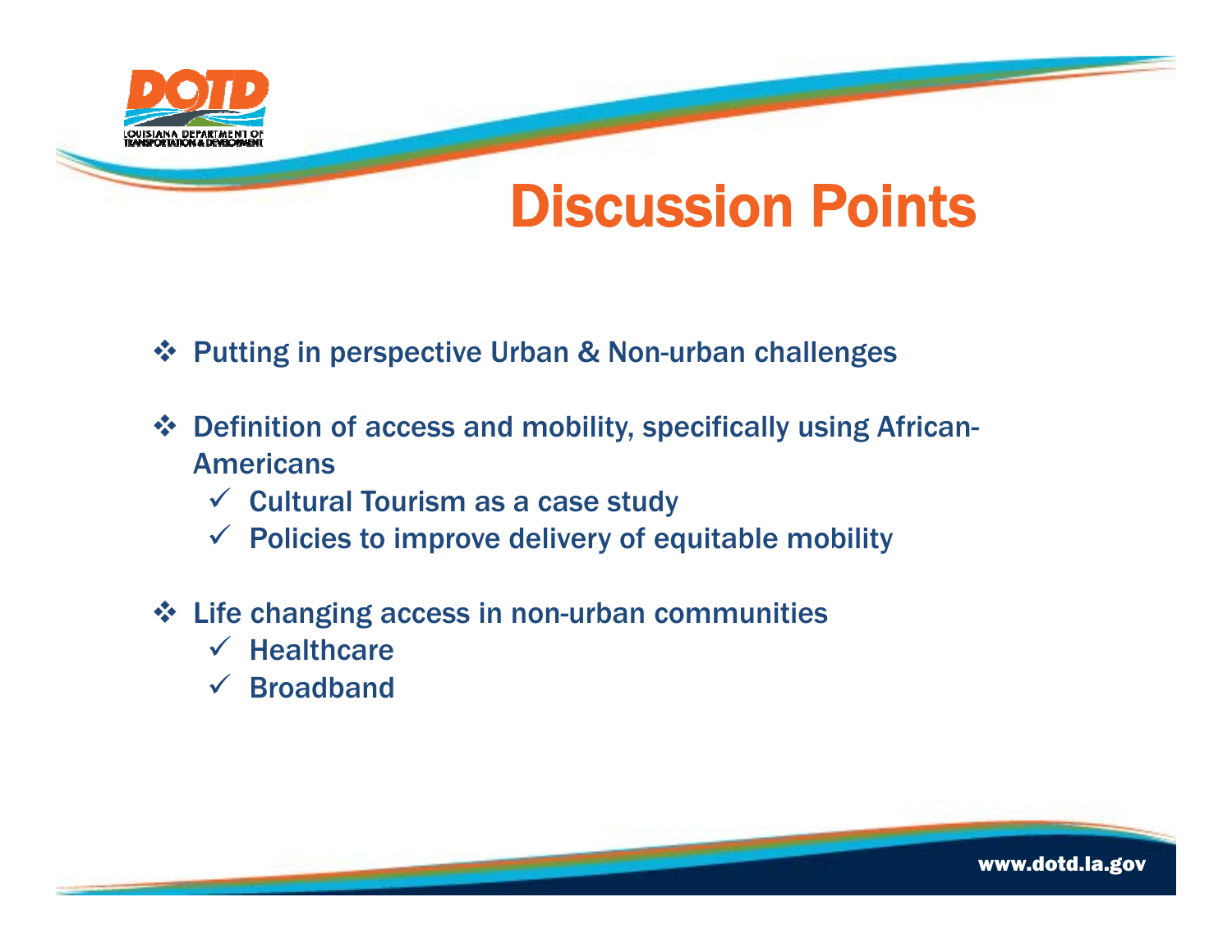# Discussion Points

- Putting in perspective Urban & Non-urban challenges
- Definition of access and mobility, specifically using African-Americans
  - ✓ Cultural Tourism as a case study
  - ✓ Policies to improve delivery of equitable mobility
- Life changing access in non-urban communities
  - ✓ Healthcare
  - ✓ Broadband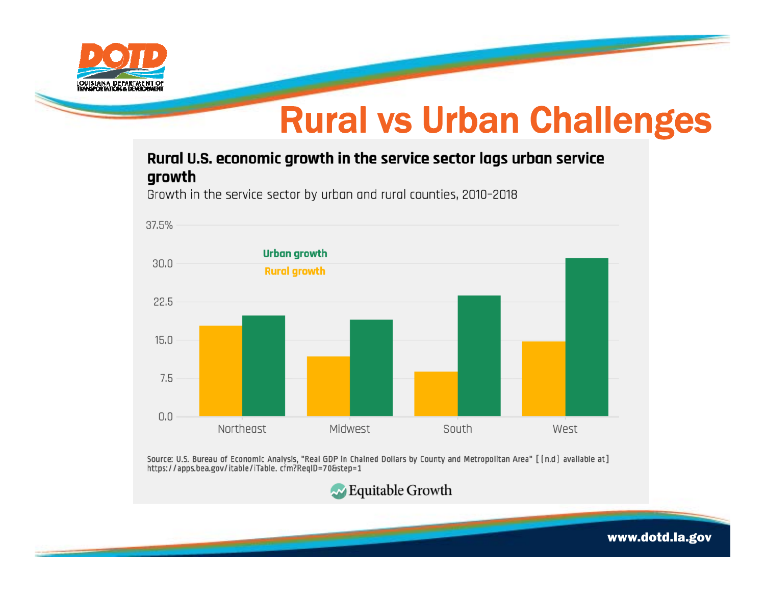# Rural vs Urban Challenges

**Rural U.S. economic growth in the service sector lags urban service growth**

Growth in the service sector by urban and rural counties, 2010-2018

Urban growth

Rural growth

37.5%

30.0

22.5

15.0

7.5

0.0

Northeast | Midwest | South | West

Source: U.S. Bureau of Economic Analysis, "Real GDP in Chained Dollars by County and Metropolitan Area" [(n.d) available at] https://apps.bea.gov/itable/iTable.cfm?ReqID=70&step=1

Equitable Growth

www.dotd.la.gov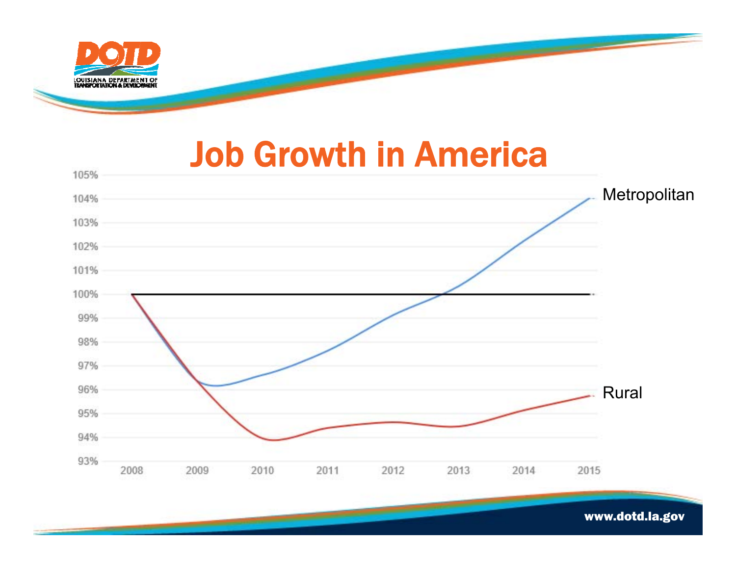# Job Growth in America

Metropolitan

Rural

105%
104%
103%
102%
101%
100%
99%
98%
97%
96%
95%
94%
93%

2008 2009 2010 2011 2012 2013 2014 2015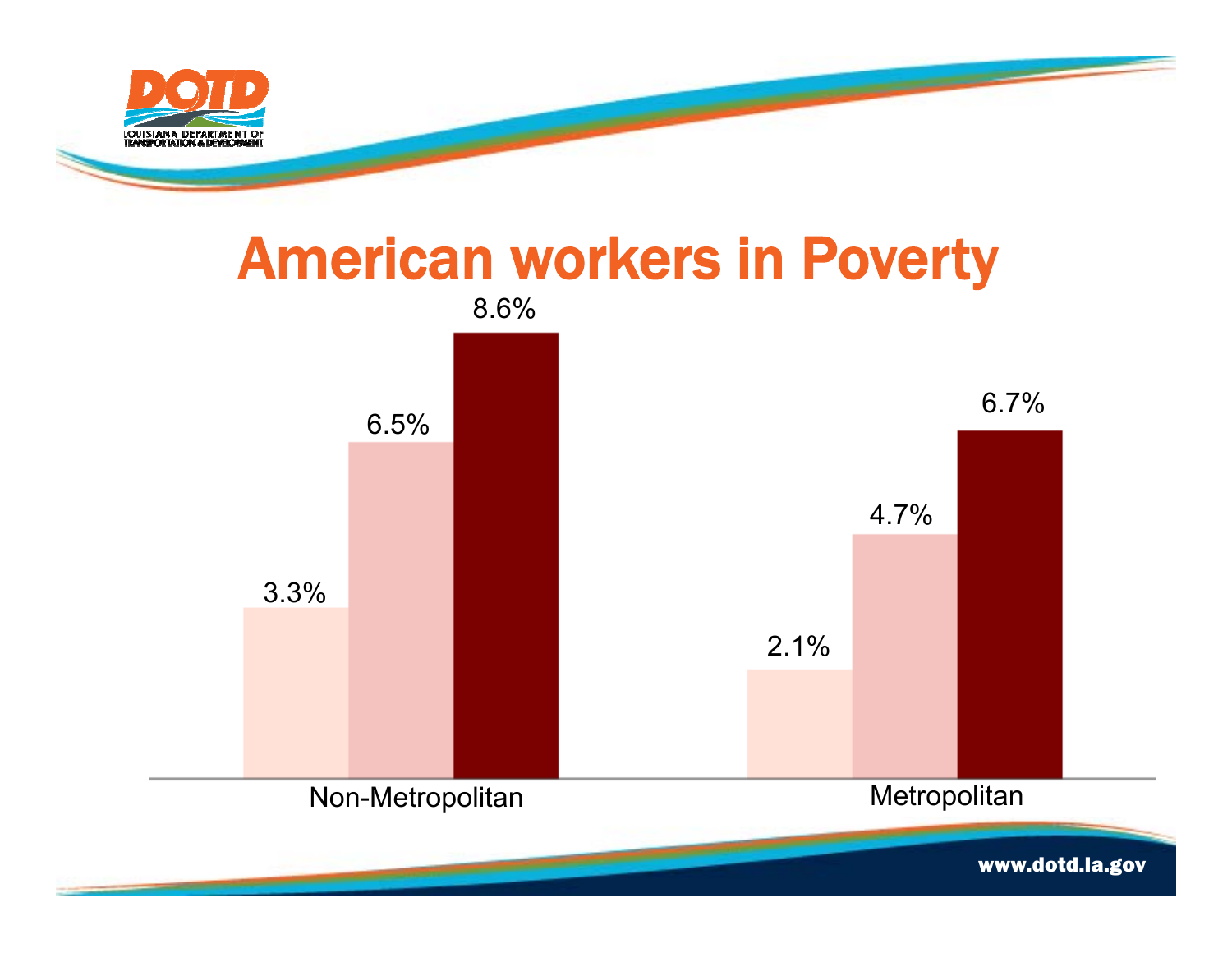# American workers in Poverty

| | | | |
|---|---|---|---|
| Non-Metropolitan | 3.3% | 6.5% | 8.6% |
| Metropolitan | 2.1% | 4.7% | 6.7% |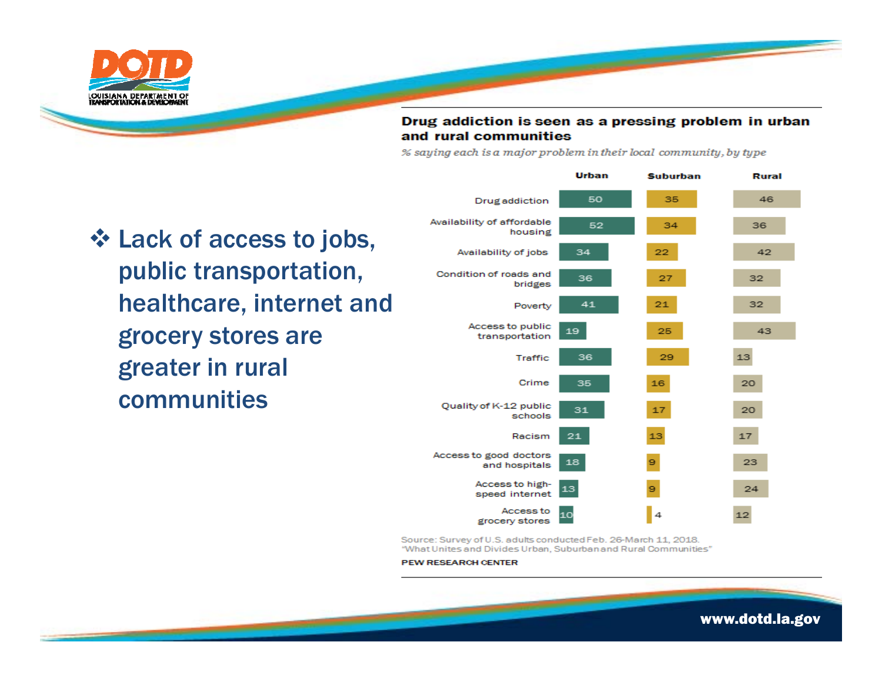- Lack of access to jobs, public transportation, healthcare, internet and grocery stores are greater in rural communities

**Drug addiction is seen as a pressing problem in urban and rural communities**

*% saying each is a major problem in their local community, by type*

| | Urban | Suburban | Rural |
|---|---|---|---|
| Drug addiction | 50 | 35 | 46 |
| Availability of affordable housing | 52 | 34 | 36 |
| Availability of jobs | 34 | 22 | 42 |
| Condition of roads and bridges | 36 | 27 | 32 |
| Poverty | 41 | 21 | 32 |
| Access to public transportation | 19 | 25 | 43 |
| Traffic | 36 | 29 | 13 |
| Crime | 35 | 16 | 20 |
| Quality of K-12 public schools | 31 | 17 | 20 |
| Racism | 21 | 13 | 17 |
| Access to good doctors and hospitals | 18 | 9 | 23 |
| Access to high-speed internet | 13 | 9 | 24 |
| Access to grocery stores | 10 | 4 | 12 |

Source: Survey of U.S. adults conducted Feb. 26-March 11, 2018.
"What Unites and Divides Urban, Suburban and Rural Communities"

PEW RESEARCH CENTER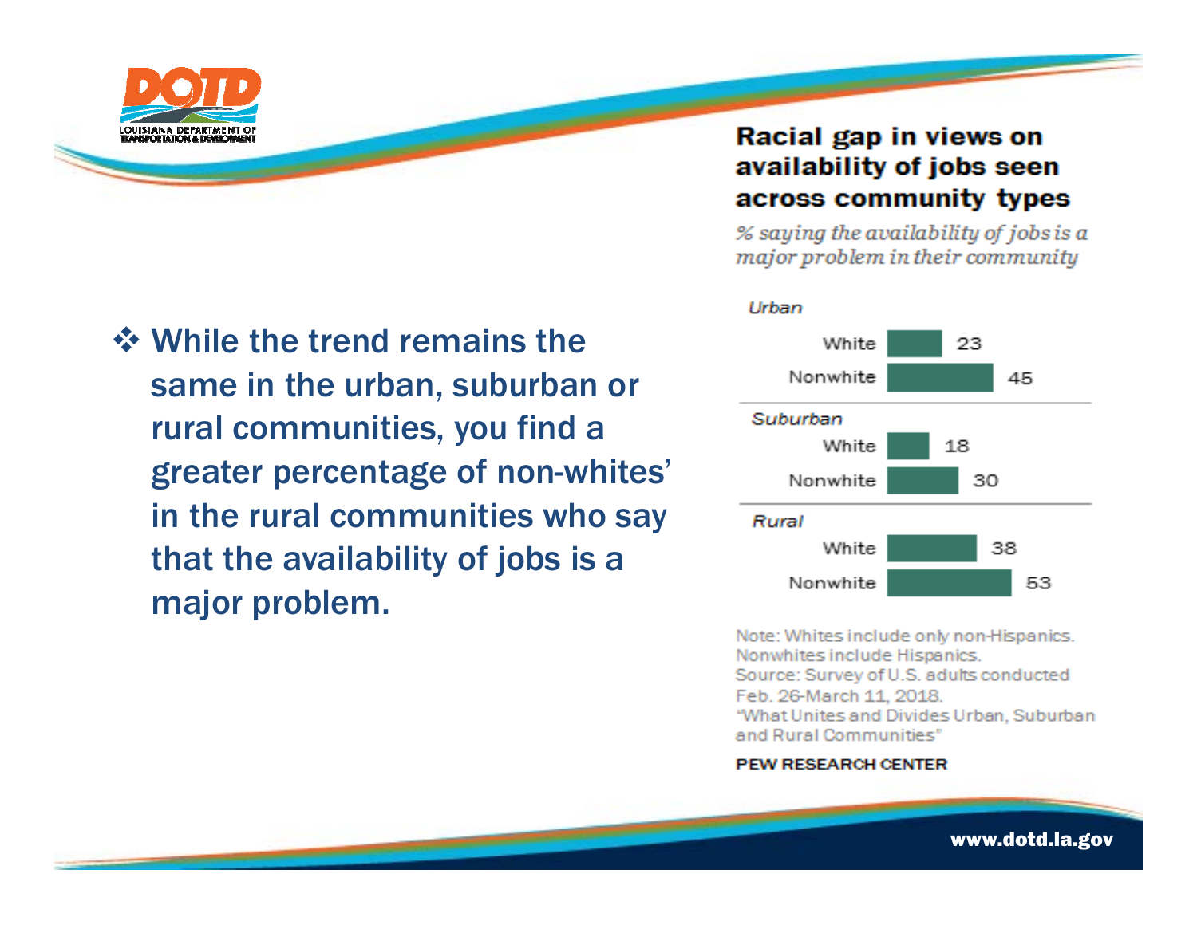- While the trend remains the same in the urban, suburban or rural communities, you find a greater percentage of non-whites' in the rural communities who say that the availability of jobs is a major problem.

**Racial gap in views on availability of jobs seen across community types**

*% saying the availability of jobs is a major problem in their community*

| | |
|---|---|
| *Urban* | |
| White | 23 |
| Nonwhite | 45 |
| *Suburban* | |
| White | 18 |
| Nonwhite | 30 |
| *Rural* | |
| White | 38 |
| Nonwhite | 53 |

Note: Whites include only non-Hispanics. Nonwhites include Hispanics.
Source: Survey of U.S. adults conducted Feb. 26-March 11, 2018.
"What Unites and Divides Urban, Suburban and Rural Communities"

PEW RESEARCH CENTER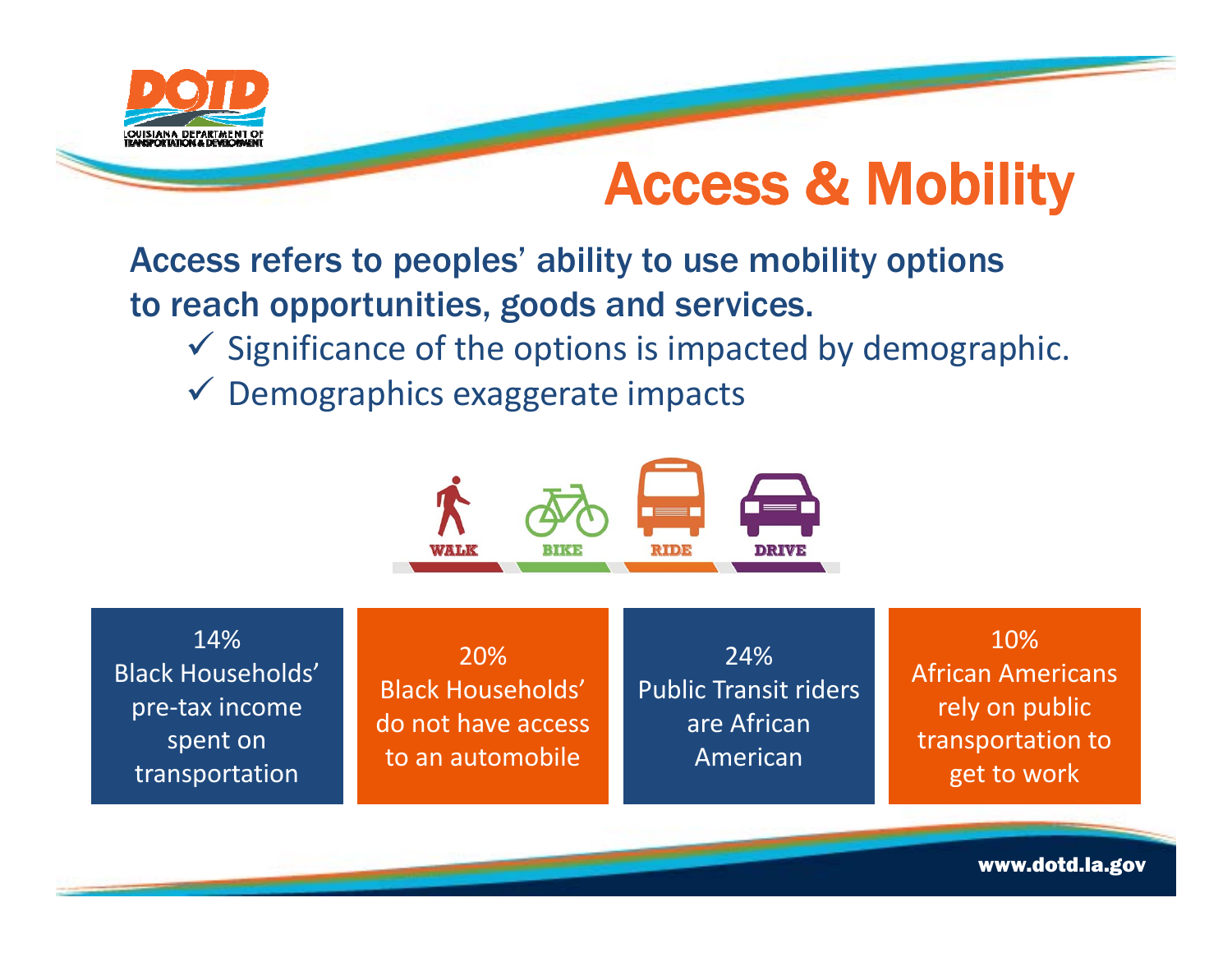# Access & Mobility

**Access refers to peoples' ability to use mobility options to reach opportunities, goods and services.**

- ✓ Significance of the options is impacted by demographic.
- ✓ Demographics exaggerate impacts

WALK BIKE RIDE DRIVE

| 14% Black Households' pre-tax income spent on transportation | 20% Black Households' do not have access to an automobile | 24% Public Transit riders are African American | 10% African Americans rely on public transportation to get to work |
|---|---|---|---|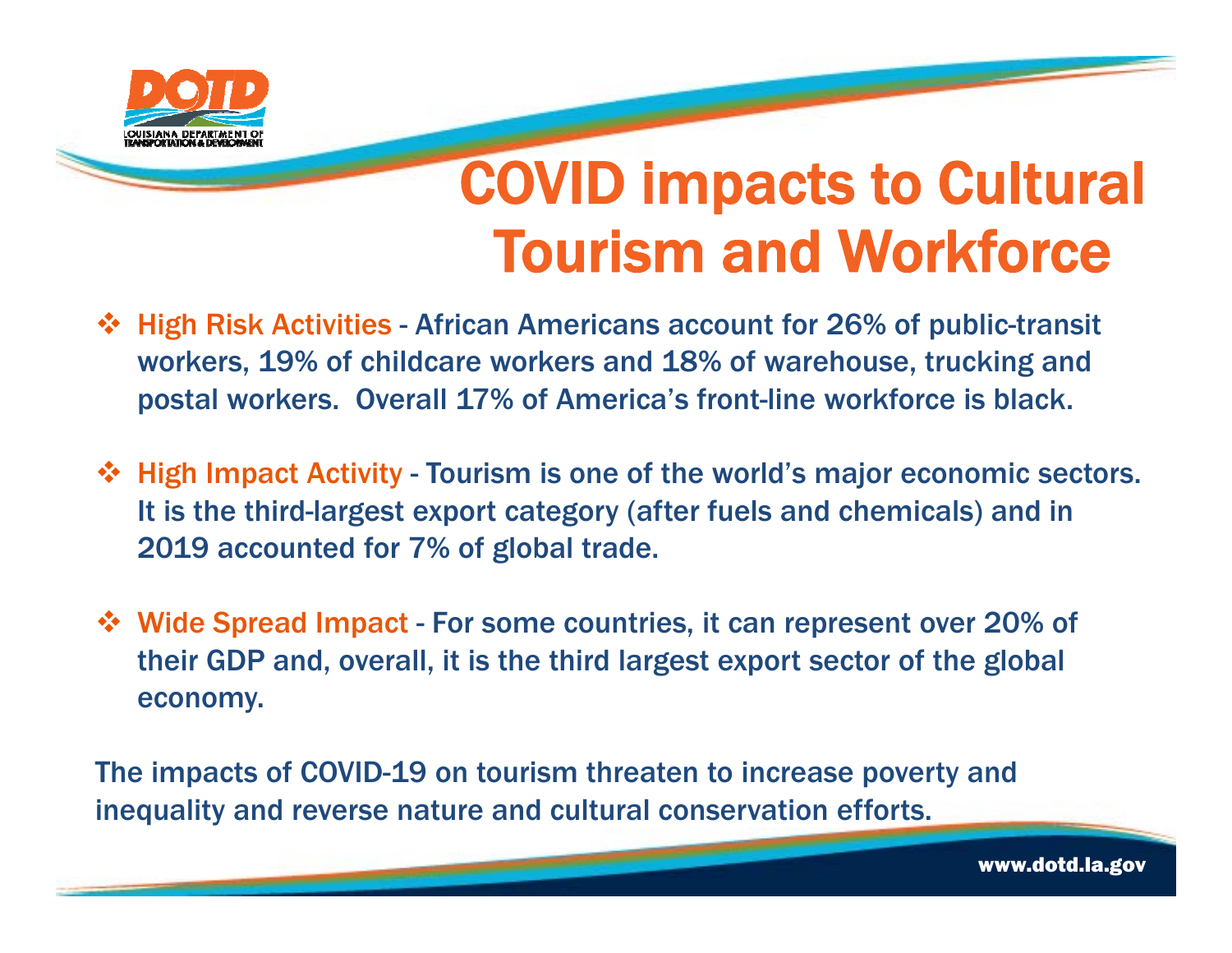# COVID impacts to Cultural Tourism and Workforce

- High Risk Activities - African Americans account for 26% of public-transit workers, 19% of childcare workers and 18% of warehouse, trucking and postal workers. Overall 17% of America's front-line workforce is black.

- High Impact Activity - Tourism is one of the world's major economic sectors. It is the third-largest export category (after fuels and chemicals) and in 2019 accounted for 7% of global trade.

- Wide Spread Impact - For some countries, it can represent over 20% of their GDP and, overall, it is the third largest export sector of the global economy.

The impacts of COVID-19 on tourism threaten to increase poverty and inequality and reverse nature and cultural conservation efforts.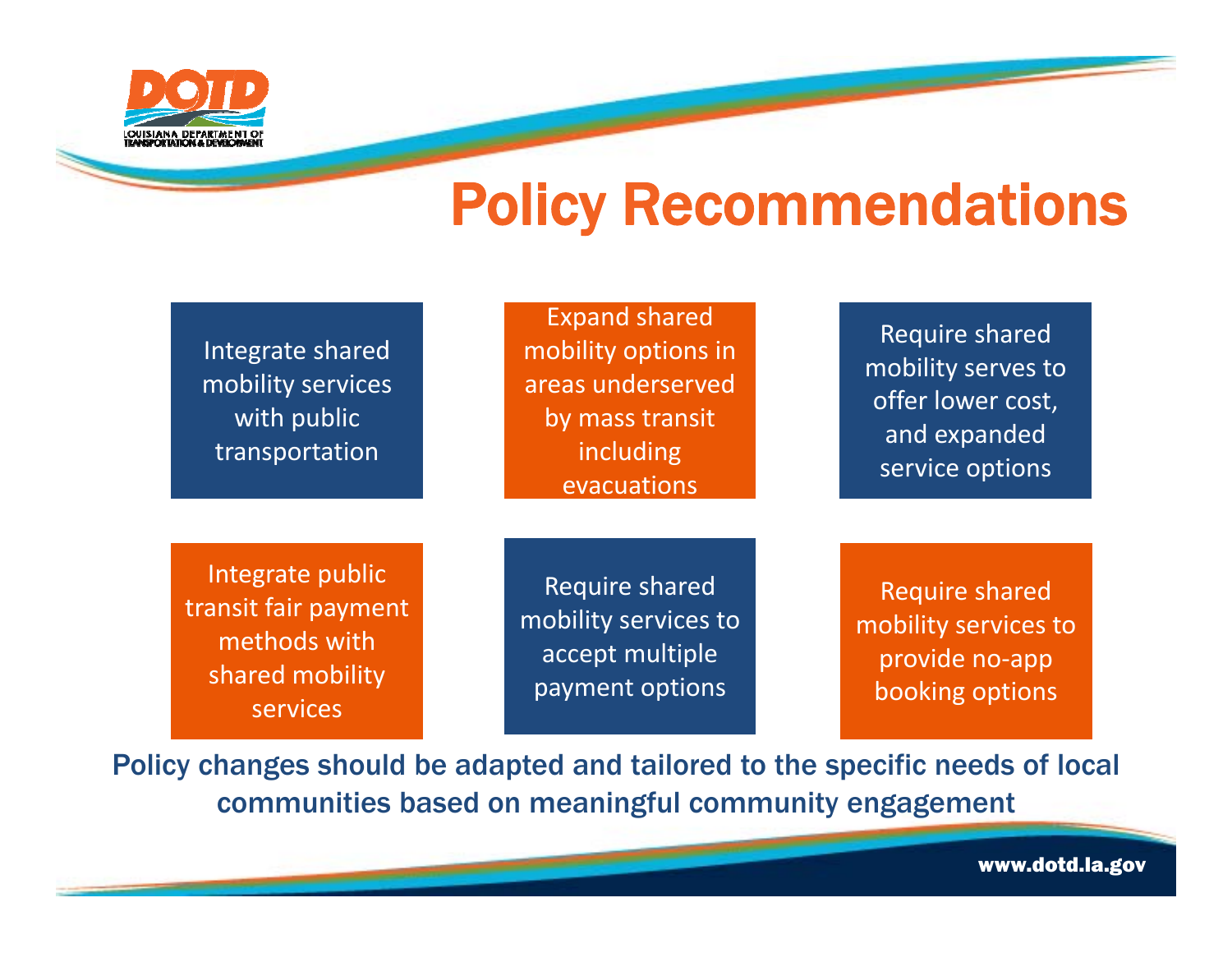# Policy Recommendations

- Integrate shared mobility services with public transportation
- Expand shared mobility options in areas underserved by mass transit including evacuations
- Require shared mobility serves to offer lower cost, and expanded service options
- Integrate public transit fair payment methods with shared mobility services
- Require shared mobility services to accept multiple payment options
- Require shared mobility services to provide no-app booking options

**Policy changes should be adapted and tailored to the specific needs of local communities based on meaningful community engagement**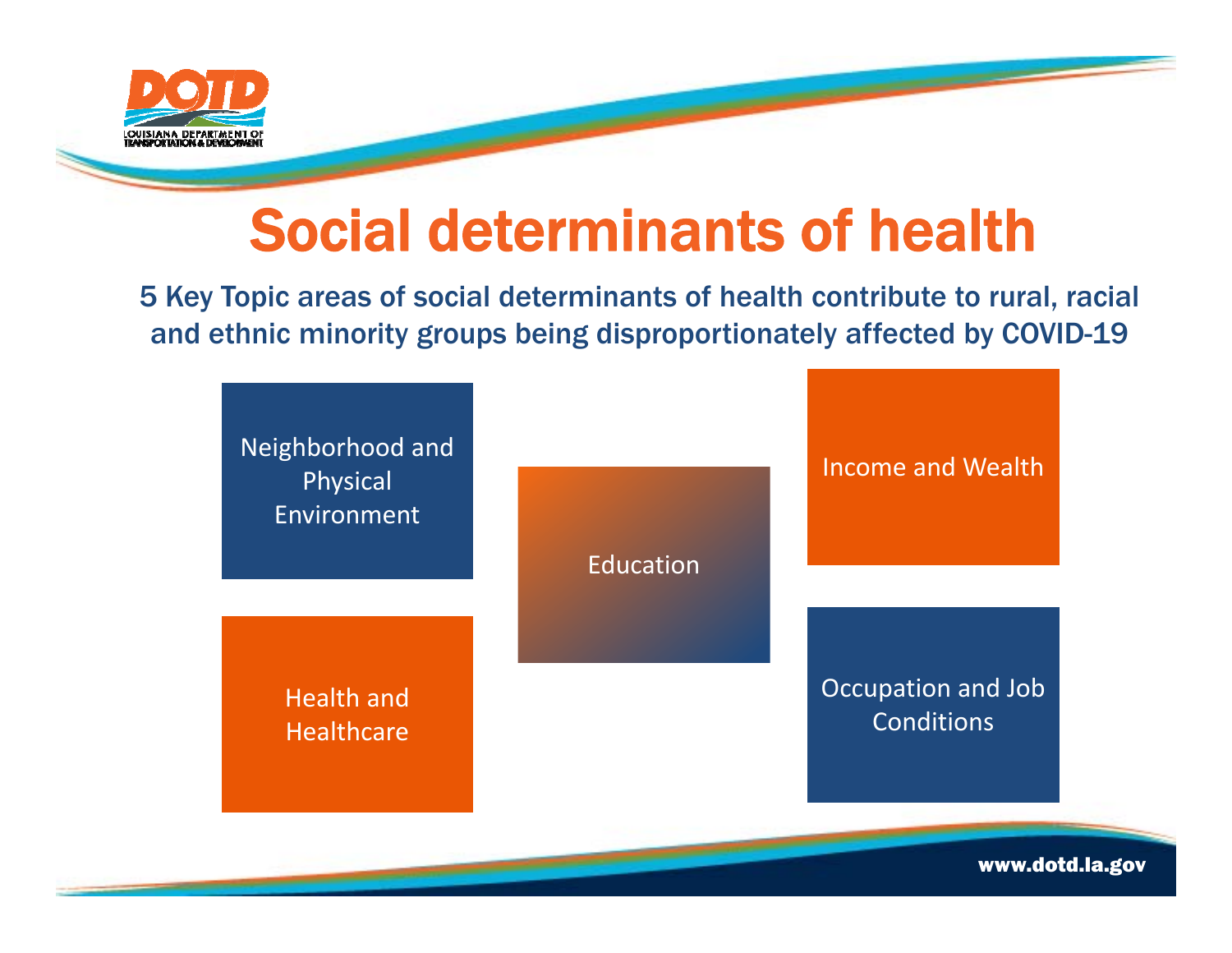# Social determinants of health

**5 Key Topic areas of social determinants of health contribute to rural, racial and ethnic minority groups being disproportionately affected by COVID-19**

- Neighborhood and Physical Environment
- Health and Healthcare
- Education
- Income and Wealth
- Occupation and Job Conditions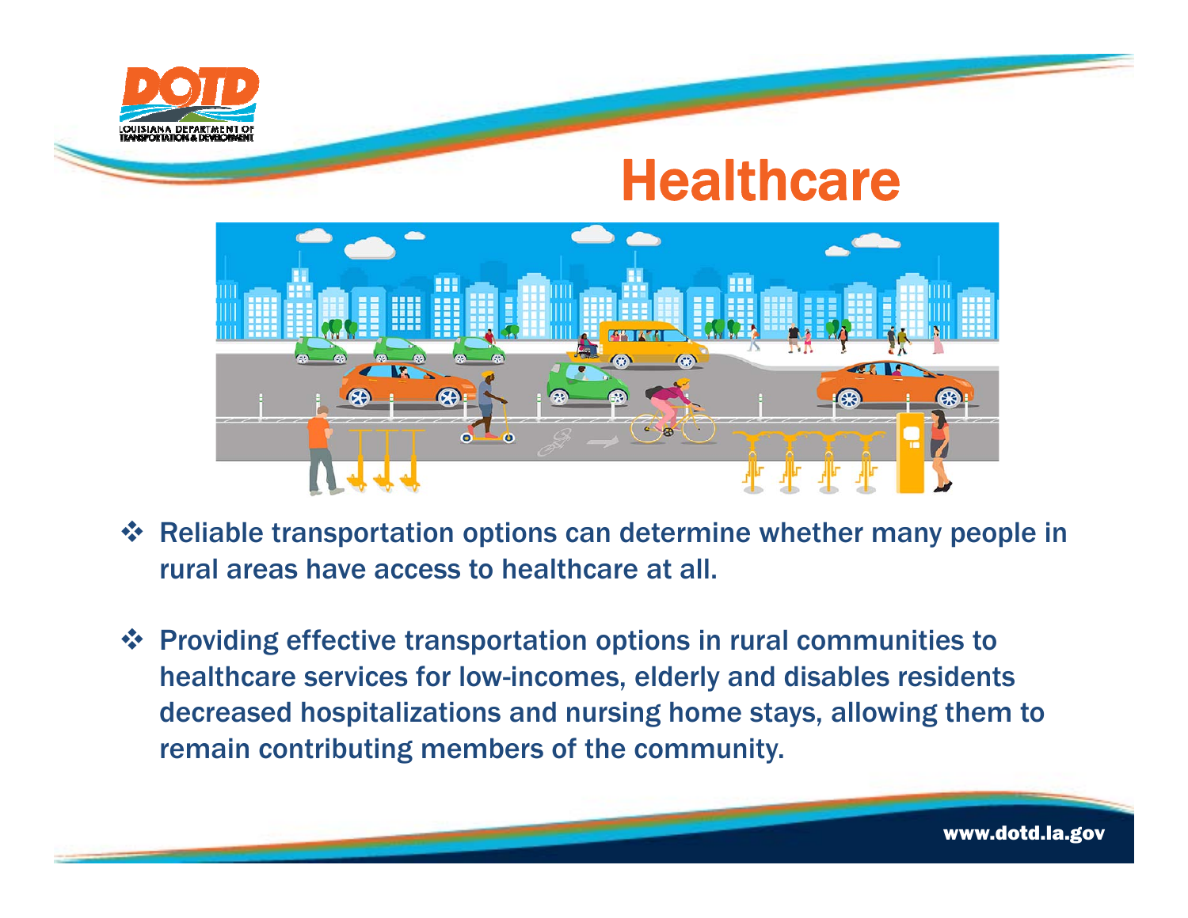# Healthcare

- Reliable transportation options can determine whether many people in rural areas have access to healthcare at all.

- Providing effective transportation options in rural communities to healthcare services for low-incomes, elderly and disables residents decreased hospitalizations and nursing home stays, allowing them to remain contributing members of the community.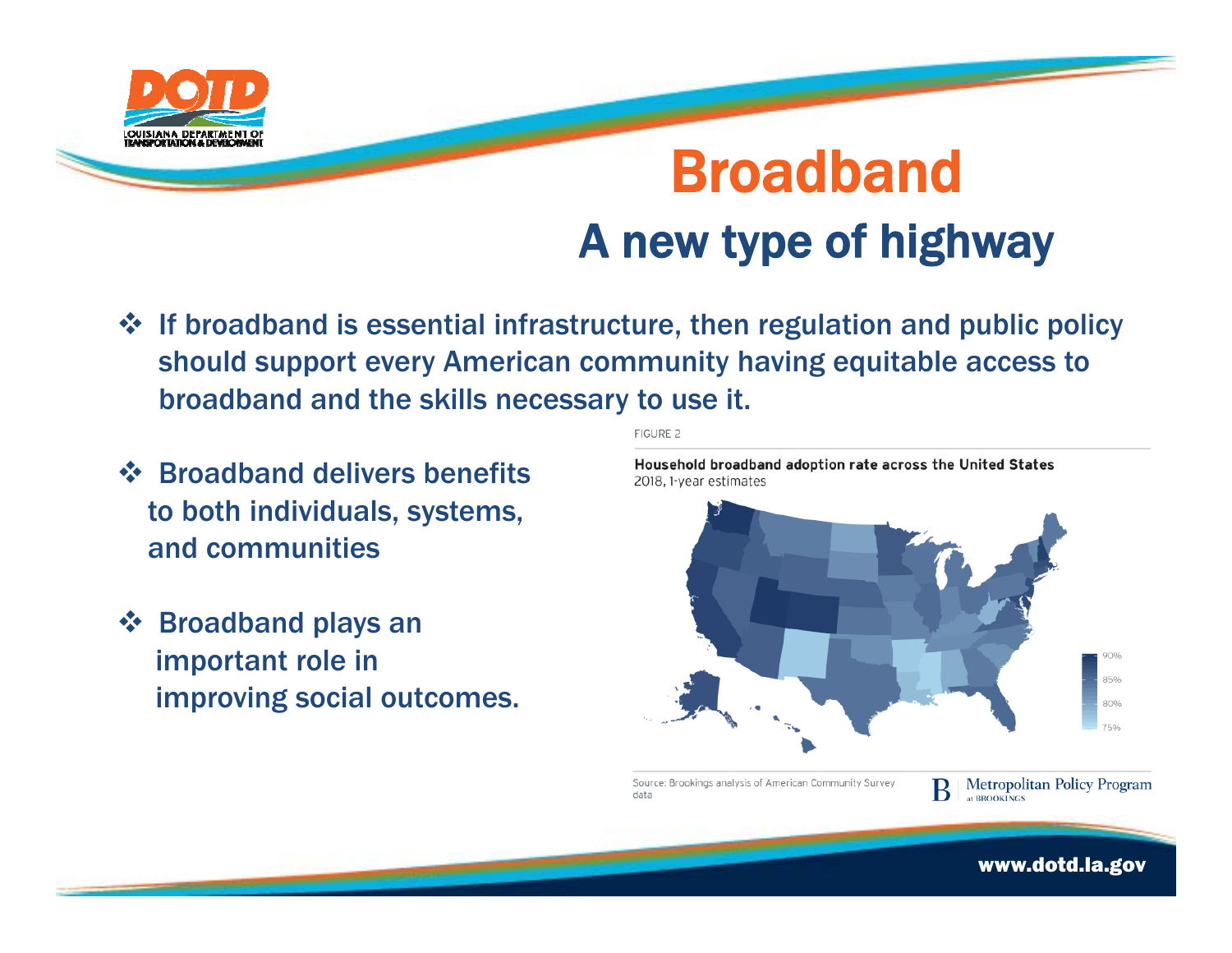# Broadband

## A new type of highway

- If broadband is essential infrastructure, then regulation and public policy should support every American community having equitable access to broadband and the skills necessary to use it.

- Broadband delivers benefits to both individuals, systems, and communities

- Broadband plays an important role in improving social outcomes.

FIGURE 2

**Household broadband adoption rate across the United States**
2018, 1-year estimates

Source: Brookings analysis of American Community Survey data

Metropolitan Policy Program at BROOKINGS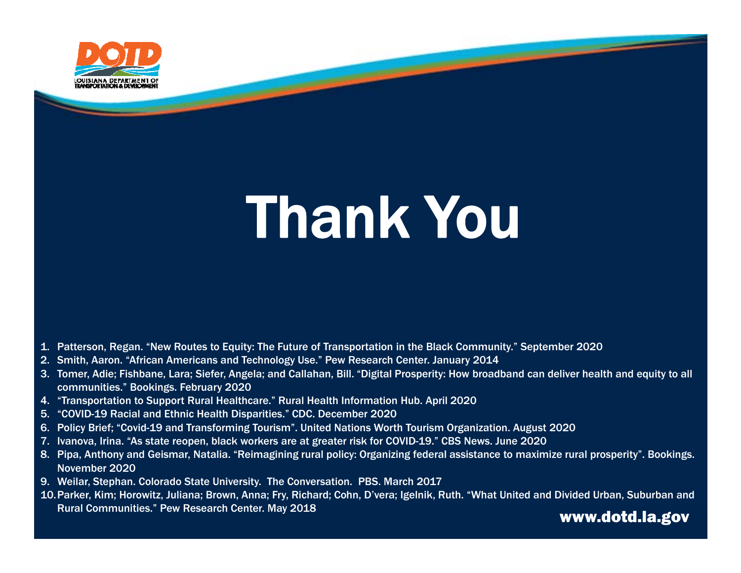# Thank You

1. Patterson, Regan. “New Routes to Equity: The Future of Transportation in the Black Community.” September 2020
2. Smith, Aaron. “African Americans and Technology Use.” Pew Research Center. January 2014
3. Tomer, Adie; Fishbane, Lara; Siefer, Angela; and Callahan, Bill. “Digital Prosperity: How broadband can deliver health and equity to all communities.” Bookings. February 2020
4. “Transportation to Support Rural Healthcare.” Rural Health Information Hub. April 2020
5. “COVID-19 Racial and Ethnic Health Disparities.” CDC. December 2020
6. Policy Brief; “Covid-19 and Transforming Tourism”. United Nations Worth Tourism Organization. August 2020
7. Ivanova, Irina. “As state reopen, black workers are at greater risk for COVID-19.” CBS News. June 2020
8. Pipa, Anthony and Geismar, Natalia. “Reimagining rural policy: Organizing federal assistance to maximize rural prosperity”. Bookings. November 2020
9. Weilar, Stephan. Colorado State University. The Conversation. PBS. March 2017
10. Parker, Kim; Horowitz, Juliana; Brown, Anna; Fry, Richard; Cohn, D’vera; Igelnik, Ruth. “What United and Divided Urban, Suburban and Rural Communities.” Pew Research Center. May 2018

www.dotd.la.gov